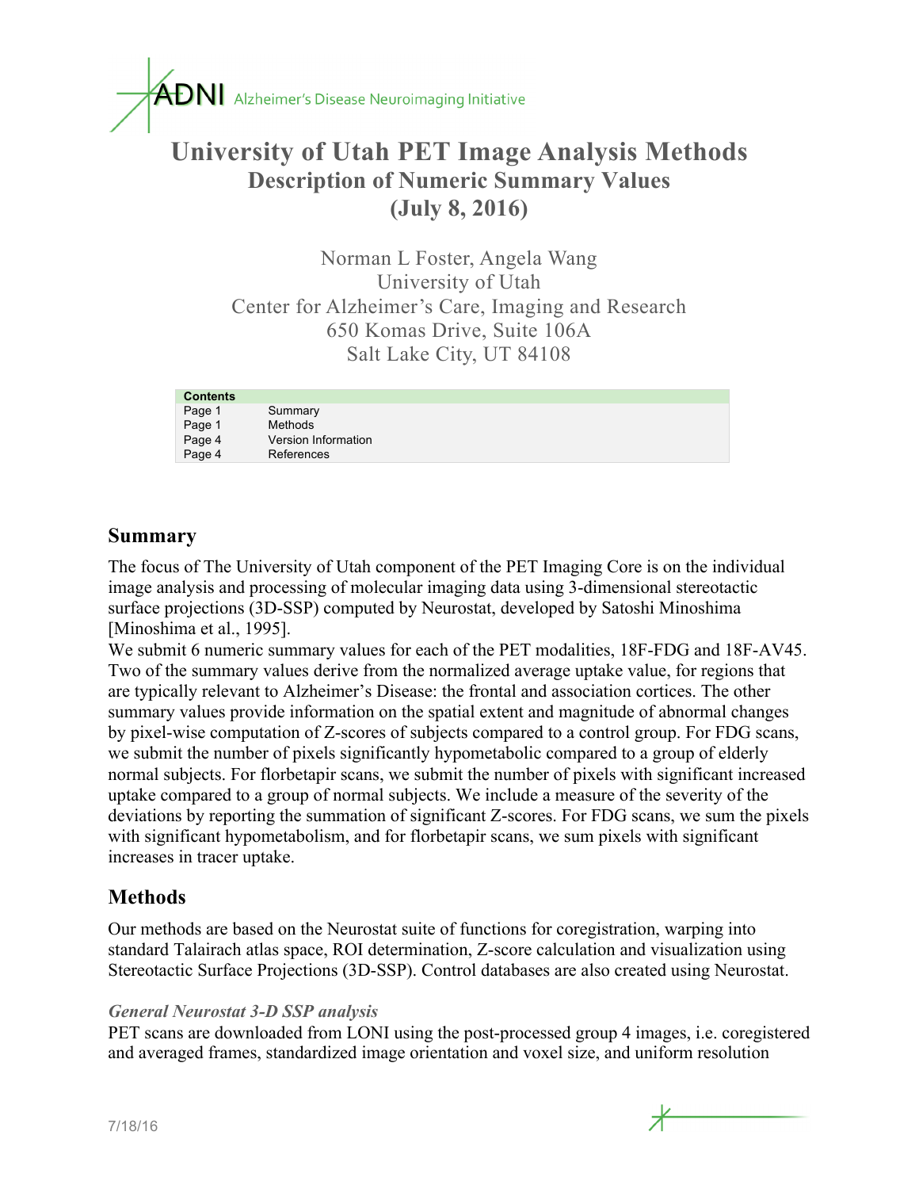ADNI Alzheimer's Disease Neuroimaging Initiative

# University of Utah PET Image Analysis Methods

## Description of Numeric Summary Values

## (July 8, 2016)

Norman L Foster, Angela Wang
University of Utah
Center for Alzheimer's Care, Imaging and Research
650 Komas Drive, Suite 106A
Salt Lake City, UT 84108

| Contents | |
|---|---|
| Page 1 | Summary |
| Page 1 | Methods |
| Page 4 | Version Information |
| Page 4 | References |

## Summary

The focus of The University of Utah component of the PET Imaging Core is on the individual image analysis and processing of molecular imaging data using 3-dimensional stereotactic surface projections (3D-SSP) computed by Neurostat, developed by Satoshi Minoshima [Minoshima et al., 1995].

We submit 6 numeric summary values for each of the PET modalities, 18F-FDG and 18F-AV45. Two of the summary values derive from the normalized average uptake value, for regions that are typically relevant to Alzheimer's Disease: the frontal and association cortices. The other summary values provide information on the spatial extent and magnitude of abnormal changes by pixel-wise computation of Z-scores of subjects compared to a control group. For FDG scans, we submit the number of pixels significantly hypometabolic compared to a group of elderly normal subjects. For florbetapir scans, we submit the number of pixels with significant increased uptake compared to a group of normal subjects. We include a measure of the severity of the deviations by reporting the summation of significant Z-scores. For FDG scans, we sum the pixels with significant hypometabolism, and for florbetapir scans, we sum pixels with significant increases in tracer uptake.

## Methods

Our methods are based on the Neurostat suite of functions for coregistration, warping into standard Talairach atlas space, ROI determination, Z-score calculation and visualization using Stereotactic Surface Projections (3D-SSP). Control databases are also created using Neurostat.

### *General Neurostat 3-D SSP analysis*

PET scans are downloaded from LONI using the post-processed group 4 images, i.e. coregistered and averaged frames, standardized image orientation and voxel size, and uniform resolution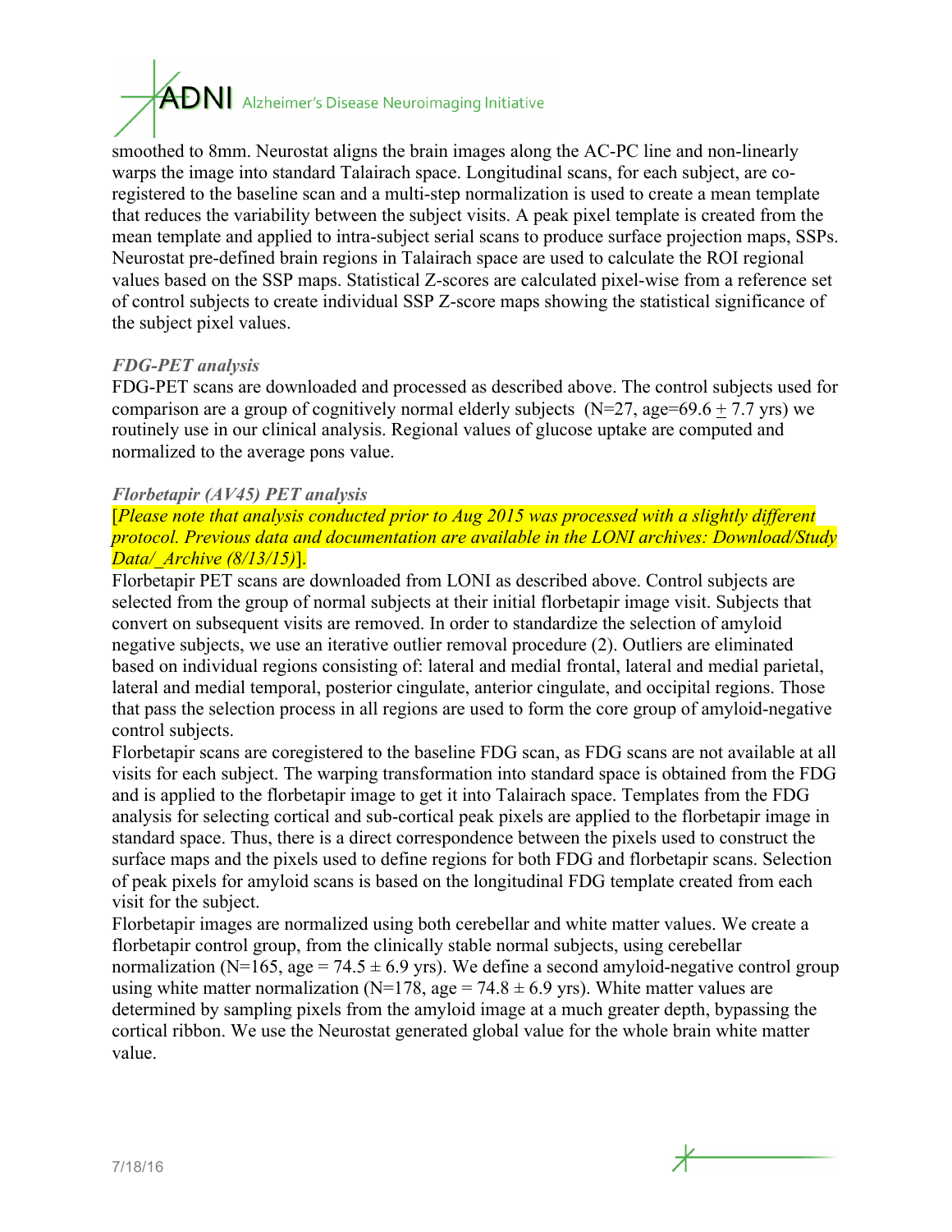smoothed to 8mm. Neurostat aligns the brain images along the AC-PC line and non-linearly warps the image into standard Talairach space. Longitudinal scans, for each subject, are co-registered to the baseline scan and a multi-step normalization is used to create a mean template that reduces the variability between the subject visits. A peak pixel template is created from the mean template and applied to intra-subject serial scans to produce surface projection maps, SSPs. Neurostat pre-defined brain regions in Talairach space are used to calculate the ROI regional values based on the SSP maps. Statistical Z-scores are calculated pixel-wise from a reference set of control subjects to create individual SSP Z-score maps showing the statistical significance of the subject pixel values.

### *FDG-PET analysis*

FDG-PET scans are downloaded and processed as described above. The control subjects used for comparison are a group of cognitively normal elderly subjects (N=27, age=69.6 ± 7.7 yrs) we routinely use in our clinical analysis. Regional values of glucose uptake are computed and normalized to the average pons value.

### *Florbetapir (AV45) PET analysis*

[*Please note that analysis conducted prior to Aug 2015 was processed with a slightly different protocol. Previous data and documentation are available in the LONI archives: Download/Study Data/_Archive (8/13/15)*].

Florbetapir PET scans are downloaded from LONI as described above. Control subjects are selected from the group of normal subjects at their initial florbetapir image visit. Subjects that convert on subsequent visits are removed. In order to standardize the selection of amyloid negative subjects, we use an iterative outlier removal procedure (2). Outliers are eliminated based on individual regions consisting of: lateral and medial frontal, lateral and medial parietal, lateral and medial temporal, posterior cingulate, anterior cingulate, and occipital regions. Those that pass the selection process in all regions are used to form the core group of amyloid-negative control subjects.

Florbetapir scans are coregistered to the baseline FDG scan, as FDG scans are not available at all visits for each subject. The warping transformation into standard space is obtained from the FDG and is applied to the florbetapir image to get it into Talairach space. Templates from the FDG analysis for selecting cortical and sub-cortical peak pixels are applied to the florbetapir image in standard space. Thus, there is a direct correspondence between the pixels used to construct the surface maps and the pixels used to define regions for both FDG and florbetapir scans. Selection of peak pixels for amyloid scans is based on the longitudinal FDG template created from each visit for the subject.

Florbetapir images are normalized using both cerebellar and white matter values. We create a florbetapir control group, from the clinically stable normal subjects, using cerebellar normalization (N=165, age = 74.5 ± 6.9 yrs). We define a second amyloid-negative control group using white matter normalization (N=178, age = 74.8 ± 6.9 yrs). White matter values are determined by sampling pixels from the amyloid image at a much greater depth, bypassing the cortical ribbon. We use the Neurostat generated global value for the whole brain white matter value.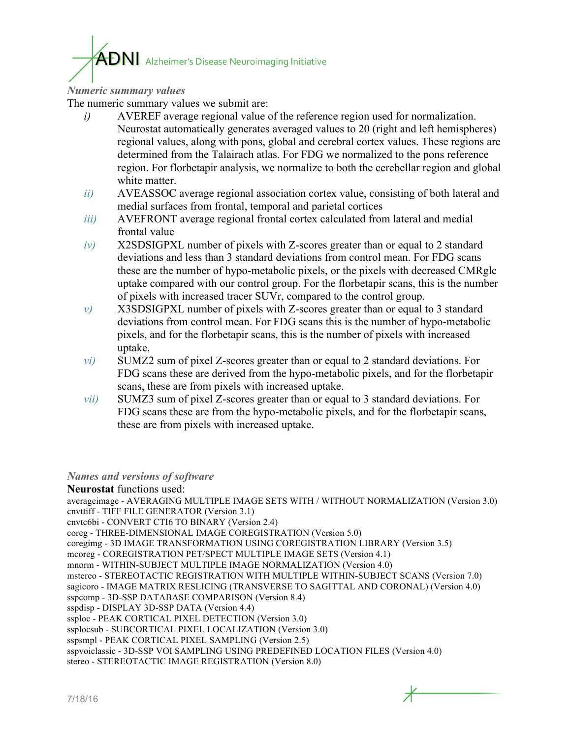### *Numeric summary values*

The numeric summary values we submit are:

- *i)* AVEREF average regional value of the reference region used for normalization. Neurostat automatically generates averaged values to 20 (right and left hemispheres) regional values, along with pons, global and cerebral cortex values. These regions are determined from the Talairach atlas. For FDG we normalized to the pons reference region. For florbetapir analysis, we normalize to both the cerebellar region and global white matter.
- *ii)* AVEASSOC average regional association cortex value, consisting of both lateral and medial surfaces from frontal, temporal and parietal cortices
- *iii)* AVEFRONT average regional frontal cortex calculated from lateral and medial frontal value
- *iv)* X2SDSIGPXL number of pixels with Z-scores greater than or equal to 2 standard deviations and less than 3 standard deviations from control mean. For FDG scans these are the number of hypo-metabolic pixels, or the pixels with decreased CMRglc uptake compared with our control group. For the florbetapir scans, this is the number of pixels with increased tracer SUVr, compared to the control group.
- *v)* X3SDSIGPXL number of pixels with Z-scores greater than or equal to 3 standard deviations from control mean. For FDG scans this is the number of hypo-metabolic pixels, and for the florbetapir scans, this is the number of pixels with increased uptake.
- *vi)* SUMZ2 sum of pixel Z-scores greater than or equal to 2 standard deviations. For FDG scans these are derived from the hypo-metabolic pixels, and for the florbetapir scans, these are from pixels with increased uptake.
- *vii)* SUMZ3 sum of pixel Z-scores greater than or equal to 3 standard deviations. For FDG scans these are from the hypo-metabolic pixels, and for the florbetapir scans, these are from pixels with increased uptake.

### *Names and versions of software*

**Neurostat** functions used:

averageimage - AVERAGING MULTIPLE IMAGE SETS WITH / WITHOUT NORMALIZATION (Version 3.0)
cnvttiff - TIFF FILE GENERATOR (Version 3.1)
cnvtc6bi - CONVERT CTI6 TO BINARY (Version 2.4)
coreg - THREE-DIMENSIONAL IMAGE COREGISTRATION (Version 5.0)
coregimg - 3D IMAGE TRANSFORMATION USING COREGISTRATION LIBRARY (Version 3.5)
mcoreg - COREGISTRATION PET/SPECT MULTIPLE IMAGE SETS (Version 4.1)
mnorm - WITHIN-SUBJECT MULTIPLE IMAGE NORMALIZATION (Version 4.0)
mstereo - STEREOTACTIC REGISTRATION WITH MULTIPLE WITHIN-SUBJECT SCANS (Version 7.0)
sagicoro - IMAGE MATRIX RESLICING (TRANSVERSE TO SAGITTAL AND CORONAL) (Version 4.0)
sspcomp - 3D-SSP DATABASE COMPARISON (Version 8.4)
sspdisp - DISPLAY 3D-SSP DATA (Version 4.4)
ssploc - PEAK CORTICAL PIXEL DETECTION (Version 3.0)
ssplocsub - SUBCORTICAL PIXEL LOCALIZATION (Version 3.0)
sspsmpl - PEAK CORTICAL PIXEL SAMPLING (Version 2.5)
sspvoiclassic - 3D-SSP VOI SAMPLING USING PREDEFINED LOCATION FILES (Version 4.0)
stereo - STEREOTACTIC IMAGE REGISTRATION (Version 8.0)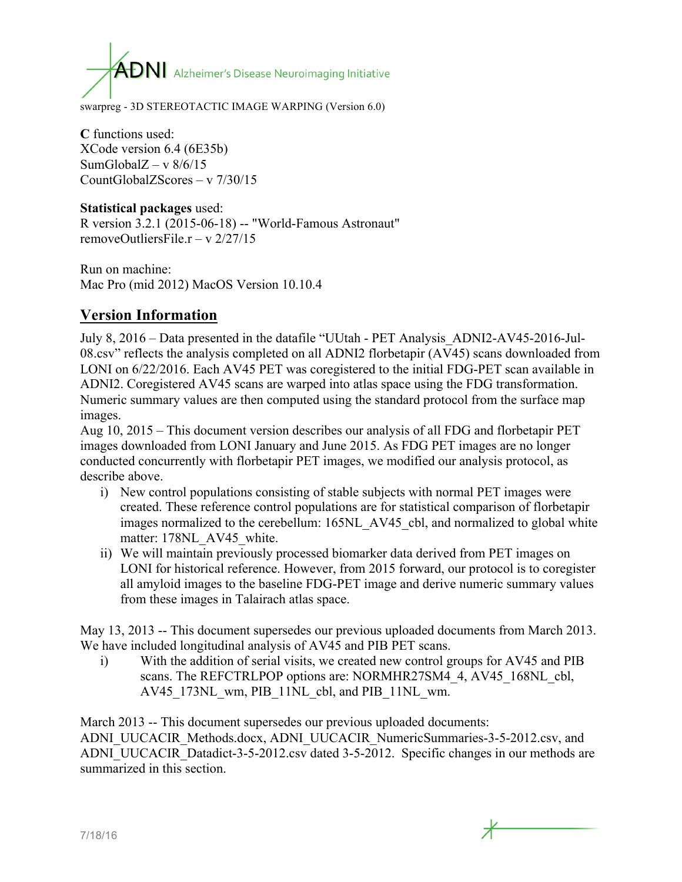swarpreg - 3D STEREOTACTIC IMAGE WARPING (Version 6.0)

**C** functions used:
XCode version 6.4 (6E35b)
SumGlobalZ – v 8/6/15
CountGlobalZScores – v 7/30/15

**Statistical packages** used:
R version 3.2.1 (2015-06-18) -- "World-Famous Astronaut"
removeOutliersFile.r – v 2/27/15

Run on machine:
Mac Pro (mid 2012) MacOS Version 10.10.4

## Version Information

July 8, 2016 – Data presented in the datafile "UUtah - PET Analysis_ADNI2-AV45-2016-Jul-08.csv" reflects the analysis completed on all ADNI2 florbetapir (AV45) scans downloaded from LONI on 6/22/2016. Each AV45 PET was coregistered to the initial FDG-PET scan available in ADNI2. Coregistered AV45 scans are warped into atlas space using the FDG transformation. Numeric summary values are then computed using the standard protocol from the surface map images.

Aug 10, 2015 – This document version describes our analysis of all FDG and florbetapir PET images downloaded from LONI January and June 2015. As FDG PET images are no longer conducted concurrently with florbetapir PET images, we modified our analysis protocol, as describe above.

i) New control populations consisting of stable subjects with normal PET images were created. These reference control populations are for statistical comparison of florbetapir images normalized to the cerebellum: 165NL_AV45_cbl, and normalized to global white matter: 178NL_AV45_white.
ii) We will maintain previously processed biomarker data derived from PET images on LONI for historical reference. However, from 2015 forward, our protocol is to coregister all amyloid images to the baseline FDG-PET image and derive numeric summary values from these images in Talairach atlas space.

May 13, 2013 -- This document supersedes our previous uploaded documents from March 2013. We have included longitudinal analysis of AV45 and PIB PET scans.

i) With the addition of serial visits, we created new control groups for AV45 and PIB scans. The REFCTRLPOP options are: NORMHR27SM4_4, AV45_168NL_cbl, AV45_173NL_wm, PIB_11NL_cbl, and PIB_11NL_wm.

March 2013 -- This document supersedes our previous uploaded documents: ADNI_UUCACIR_Methods.docx, ADNI_UUCACIR_NumericSummaries-3-5-2012.csv, and ADNI_UUCACIR_Datadict-3-5-2012.csv dated 3-5-2012. Specific changes in our methods are summarized in this section.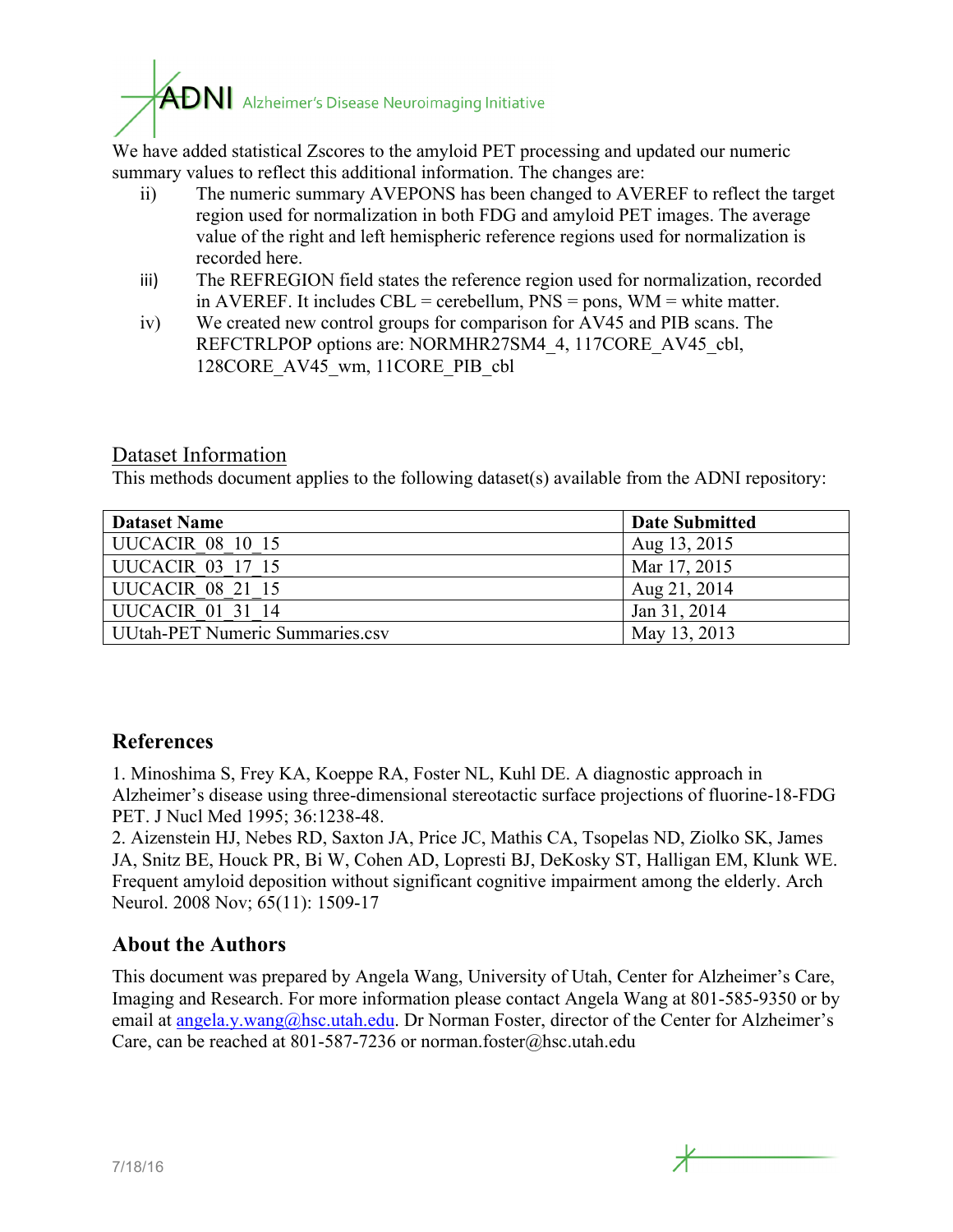We have added statistical Zscores to the amyloid PET processing and updated our numeric summary values to reflect this additional information. The changes are:

ii) The numeric summary AVEPONS has been changed to AVEREF to reflect the target region used for normalization in both FDG and amyloid PET images. The average value of the right and left hemispheric reference regions used for normalization is recorded here.

iii) The REFREGION field states the reference region used for normalization, recorded in AVEREF. It includes CBL = cerebellum, PNS = pons, WM = white matter.

iv) We created new control groups for comparison for AV45 and PIB scans. The REFCTRLPOP options are: NORMHR27SM4_4, 117CORE_AV45_cbl, 128CORE_AV45_wm, 11CORE_PIB_cbl

## Dataset Information

This methods document applies to the following dataset(s) available from the ADNI repository:

| Dataset Name | Date Submitted |
|---|---|
| UUCACIR_08_10_15 | Aug 13, 2015 |
| UUCACIR_03_17_15 | Mar 17, 2015 |
| UUCACIR_08_21_15 | Aug 21, 2014 |
| UUCACIR_01_31_14 | Jan 31, 2014 |
| UUtah-PET Numeric Summaries.csv | May 13, 2013 |

## References

1. Minoshima S, Frey KA, Koeppe RA, Foster NL, Kuhl DE. A diagnostic approach in Alzheimer's disease using three-dimensional stereotactic surface projections of fluorine-18-FDG PET. J Nucl Med 1995; 36:1238-48.
2. Aizenstein HJ, Nebes RD, Saxton JA, Price JC, Mathis CA, Tsopelas ND, Ziolko SK, James JA, Snitz BE, Houck PR, Bi W, Cohen AD, Lopresti BJ, DeKosky ST, Halligan EM, Klunk WE. Frequent amyloid deposition without significant cognitive impairment among the elderly. Arch Neurol. 2008 Nov; 65(11): 1509-17

## About the Authors

This document was prepared by Angela Wang, University of Utah, Center for Alzheimer's Care, Imaging and Research. For more information please contact Angela Wang at 801-585-9350 or by email at angela.y.wang@hsc.utah.edu. Dr Norman Foster, director of the Center for Alzheimer's Care, can be reached at 801-587-7236 or norman.foster@hsc.utah.edu